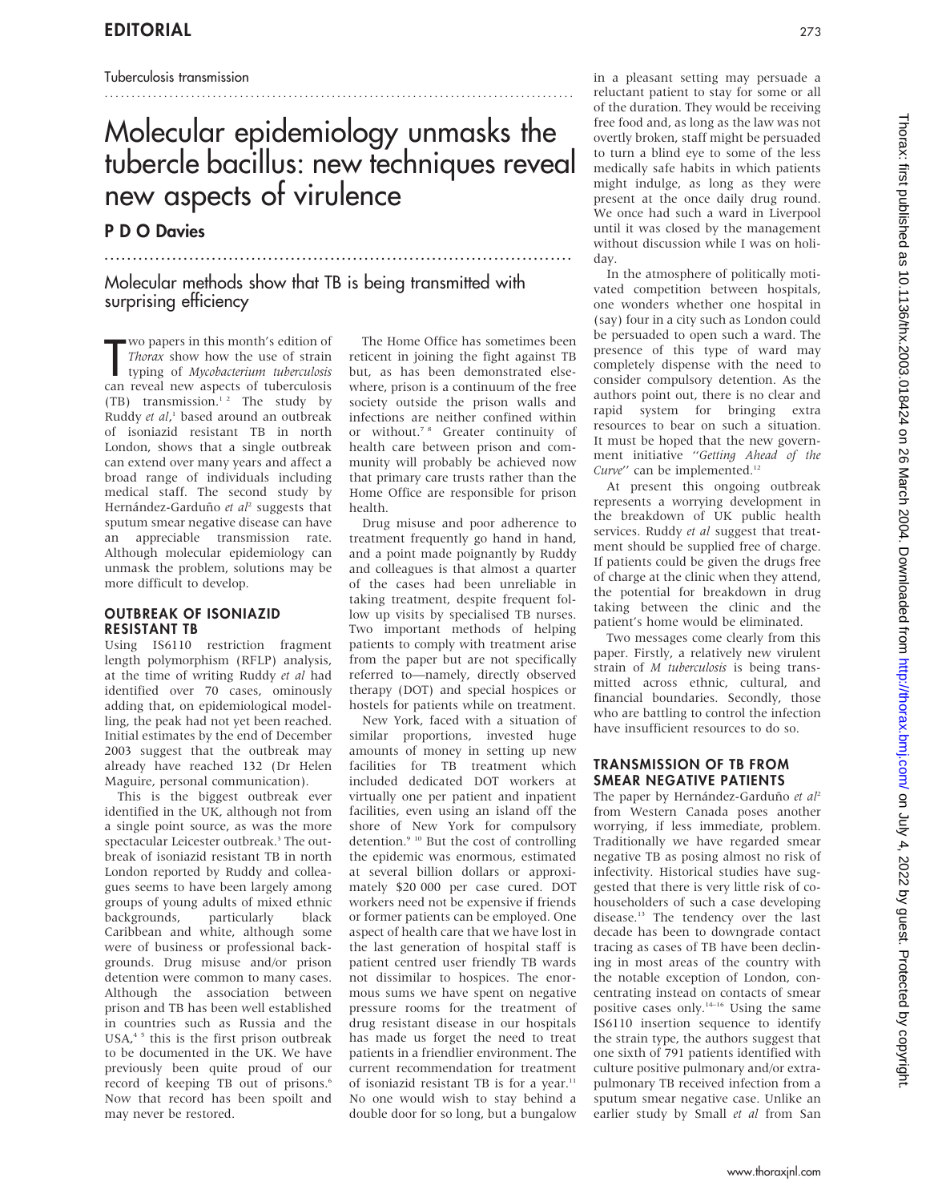Tuberculosis transmission

# Molecular epidemiology unmasks the tubercle bacillus: new techniques reveal new aspects of virulence

**P D O Davies**

## Molecular methods show that TB is being transmitted with surprising efficiency

Two papers in this month's edition of *Thorax* show how the use of strain typing of *Mycobacterium tuberculosis* can reveal new aspects of tuberculosis (TB) transmission.[1 2] The study by Ruddy *et al*,[1] based around an outbreak of isoniazid resistant TB in north London, shows that a single outbreak can extend over many years and affect a broad range of individuals including medical staff. The second study by Hernández-Garduño *et al*[2] suggests that sputum smear negative disease can have an appreciable transmission rate. Although molecular epidemiology can unmask the problem, solutions may be more difficult to develop.

### OUTBREAK OF ISONIAZID RESISTANT TB

Using IS6110 restriction fragment length polymorphism (RFLP) analysis, at the time of writing Ruddy *et al* had identified over 70 cases, ominously adding that, on epidemiological modelling, the peak had not yet been reached. Initial estimates by the end of December 2003 suggest that the outbreak may already have reached 132 (Dr Helen Maguire, personal communication).

This is the biggest outbreak ever identified in the UK, although not from a single point source, as was the more spectacular Leicester outbreak.[3] The outbreak of isoniazid resistant TB in north London reported by Ruddy and colleagues seems to have been largely among groups of young adults of mixed ethnic backgrounds, particularly black Caribbean and white, although some were of business or professional backgrounds. Drug misuse and/or prison detention were common to many cases. Although the association between prison and TB has been well established in countries such as Russia and the USA,[4 5] this is the first prison outbreak to be documented in the UK. We have previously been quite proud of our record of keeping TB out of prisons.[6] Now that record has been spoilt and may never be restored.

The Home Office has sometimes been reticent in joining the fight against TB but, as has been demonstrated elsewhere, prison is a continuum of the free society outside the prison walls and infections are neither confined within or without.[7 8] Greater continuity of health care between prison and community will probably be achieved now that primary care trusts rather than the Home Office are responsible for prison health.

Drug misuse and poor adherence to treatment frequently go hand in hand, and a point made poignantly by Ruddy and colleagues is that almost a quarter of the cases had been unreliable in taking treatment, despite frequent follow up visits by specialised TB nurses. Two important methods of helping patients to comply with treatment arise from the paper but are not specifically referred to—namely, directly observed therapy (DOT) and special hospices or hostels for patients while on treatment.

New York, faced with a situation of similar proportions, invested huge amounts of money in setting up new facilities for TB treatment which included dedicated DOT workers at virtually one per patient and inpatient facilities, even using an island off the shore of New York for compulsory detention.[9 10] But the cost of controlling the epidemic was enormous, estimated at several billion dollars or approximately \$20 000 per case cured. DOT workers need not be expensive if friends or former patients can be employed. One aspect of health care that we have lost in the last generation of hospital staff is patient centred user friendly TB wards not dissimilar to hospices. The enormous sums we have spent on negative pressure rooms for the treatment of drug resistant disease in our hospitals has made us forget the need to treat patients in a friendlier environment. The current recommendation for treatment of isoniazid resistant TB is for a year.[11] No one would wish to stay behind a double door for so long, but a bungalow in a pleasant setting may persuade a reluctant patient to stay for some or all of the duration. They would be receiving free food and, as long as the law was not overtly broken, staff might be persuaded to turn a blind eye to some of the less medically safe habits in which patients might indulge, as long as they were present at the once daily drug round. We once had such a ward in Liverpool until it was closed by the management without discussion while I was on holiday.

In the atmosphere of politically motivated competition between hospitals, one wonders whether one hospital in (say) four in a city such as London could be persuaded to open such a ward. The presence of this type of ward may completely dispense with the need to consider compulsory detention. As the authors point out, there is no clear and rapid system for bringing extra resources to bear on such a situation. It must be hoped that the new government initiative "*Getting Ahead of the Curve*" can be implemented.[12]

At present this ongoing outbreak represents a worrying development in the breakdown of UK public health services. Ruddy *et al* suggest that treatment should be supplied free of charge. If patients could be given the drugs free of charge at the clinic when they attend, the potential for breakdown in drug taking between the clinic and the patient's home would be eliminated.

Two messages come clearly from this paper. Firstly, a relatively new virulent strain of *M tuberculosis* is being transmitted across ethnic, cultural, and financial boundaries. Secondly, those who are battling to control the infection have insufficient resources to do so.

### TRANSMISSION OF TB FROM SMEAR NEGATIVE PATIENTS

The paper by Hernández-Garduño *et al*[2] from Western Canada poses another worrying, if less immediate, problem. Traditionally we have regarded smear negative TB as posing almost no risk of infectivity. Historical studies have suggested that there is very little risk of co-householders of such a case developing disease.[13] The tendency over the last decade has been to downgrade contact tracing as cases of TB have been declining in most areas of the country with the notable exception of London, concentrating instead on contacts of smear positive cases only.[14–16] Using the same IS6110 insertion sequence to identify the strain type, the authors suggest that one sixth of 791 patients identified with culture positive pulmonary and/or extrapulmonary TB received infection from a sputum smear negative case. Unlike an earlier study by Small *et al* from San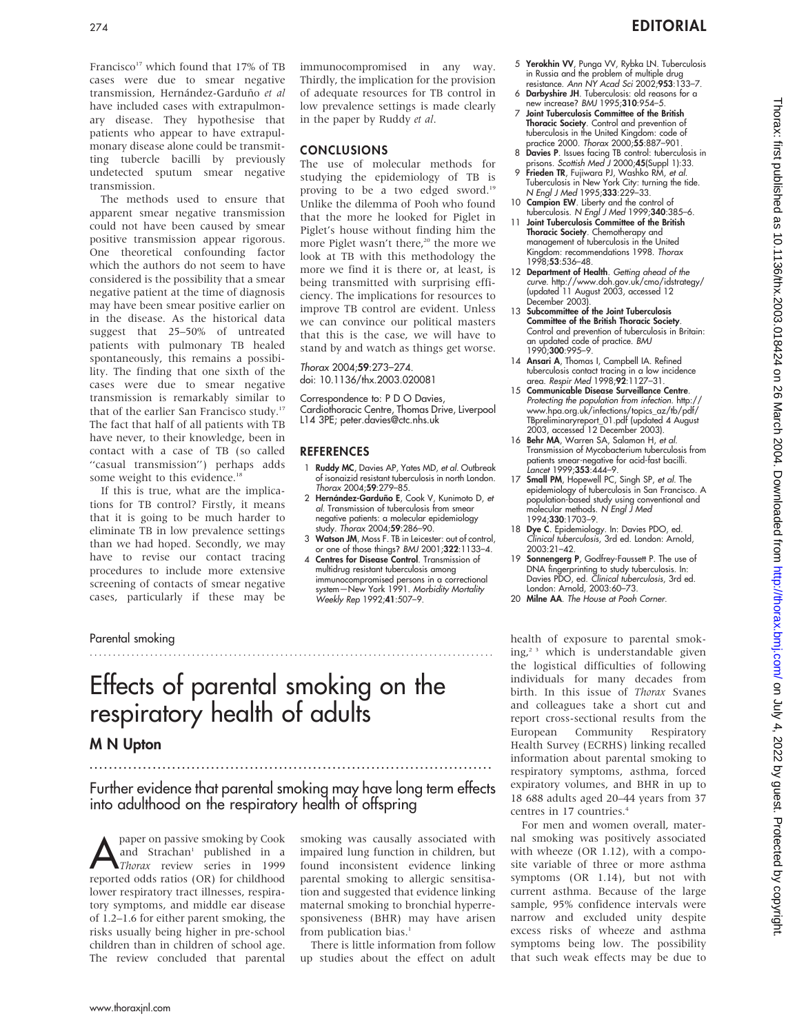Francisco[17] which found that 17% of TB cases were due to smear negative transmission, Hernández-Garduño *et al* have included cases with extrapulmonary disease. They hypothesise that patients who appear to have extrapulmonary disease alone could be transmitting tubercle bacilli by previously undetected sputum smear negative transmission.

The methods used to ensure that apparent smear negative transmission could not have been caused by smear positive transmission appear rigorous. One theoretical confounding factor which the authors do not seem to have considered is the possibility that a smear negative patient at the time of diagnosis may have been smear positive earlier on in the disease. As the historical data suggest that 25–50% of untreated patients with pulmonary TB healed spontaneously, this remains a possibility. The finding that one sixth of the cases were due to smear negative transmission is remarkably similar to that of the earlier San Francisco study.[17] The fact that half of all patients with TB have never, to their knowledge, been in contact with a case of TB (so called "casual transmission") perhaps adds some weight to this evidence.[18]

If this is true, what are the implications for TB control? Firstly, it means that it is going to be much harder to eliminate TB in low prevalence settings than we had hoped. Secondly, we may have to revise our contact tracing procedures to include more extensive screening of contacts of smear negative cases, particularly if these may be immunocompromised in any way. Thirdly, the implication for the provision of adequate resources for TB control in low prevalence settings is made clearly in the paper by Ruddy *et al*.

## CONCLUSIONS

The use of molecular methods for studying the epidemiology of TB is proving to be a two edged sword.[19] Unlike the dilemma of Pooh who found that the more he looked for Piglet in Piglet's house without finding him the more Piglet wasn't there,[20] the more we look at TB with this methodology the more we find it is there or, at least, is being transmitted with surprising efficiency. The implications for resources to improve TB control are evident. Unless we can convince our political masters that this is the case, we will have to stand by and watch as things get worse.

*Thorax* 2004;**59**:273–274.
doi: 10.1136/thx.2003.020081

Correspondence to: P D O Davies, Cardiothoracic Centre, Thomas Drive, Liverpool L14 3PE; peter.davies@ctc.nhs.uk

## REFERENCES

1. **Ruddy MC**, Davies AP, Yates MD, *et al*. Outbreak of isonaizid resistant tuberculosis in north London. *Thorax* 2004;**59**:279–85.
2. **Hernández-Garduño E**, Cook V, Kunimoto D, *et al*. Transmission of tuberculosis from smear negative patients: a molecular epidemiology study. *Thorax* 2004;**59**:286–90.
3. **Watson JM**, Moss F. TB in Leicester: out of control, or one of those things? *BMJ* 2001;**322**:1133–4.
4. **Centres for Disease Control**. Transmission of multidrug resistant tuberculosis among immunocompromised persons in a correctional system—New York 1991. *Morbidity Mortality Weekly Rep* 1992;**41**:507–9.
5. **Yerokhin VV**, Punga VV, Rybka LN. Tuberculosis in Russia and the problem of multiple drug resistance. *Ann NY Acad Sci* 2002;**953**:133–7.
6. **Darbyshire JH**. Tuberculosis: old reasons for a new increase? *BMJ* 1995;**310**:954–5.
7. **Joint Tuberculosis Committee of the British Thoracic Society**. Control and prevention of tuberculosis in the United Kingdom: code of practice 2000. *Thorax* 2000;**55**:887–901.
8. **Davies P**. Issues facing TB control: tuberculosis in prisons. *Scottish Med J* 2000;**45**(Suppl 1):33.
9. **Frieden TR**, Fujiwara PJ, Washko RM, *et al*. Tuberculosis in New York City: turning the tide. *N Engl J Med* 1995;**333**:229–33.
10. **Campion EW**. Liberty and the control of tuberculosis. *N Engl J Med* 1999;**340**:385–6.
11. **Joint Tuberculosis Committee of the British Thoracic Society**. Chemotherapy and management of tuberculosis in the United Kingdom: recommendations 1998. *Thorax* 1998;**53**:536–48.
12. **Department of Health**. *Getting ahead of the curve*. http://www.doh.gov.uk/cmo/idstrategy/ (updated 11 August 2003, accessed 12 December 2003).
13. **Subcommittee of the Joint Tuberculosis Committee of the British Thoracic Society**. Control and prevention of tuberculosis in Britain: an updated code of practice. *BMJ* 1990;**300**:995–9.
14. **Ansari A**, Thomas I, Campbell IA. Refined tuberculosis contact tracing in a low incidence area. *Respir Med* 1998;**92**:1127–31.
15. **Communicable Disease Surveillance Centre**. *Protecting the population from infection*. http://www.hpa.org.uk/infections/topics_az/tb/pdf/TBpreliminaryreport_01.pdf (updated 4 August 2003, accessed 12 December 2003).
16. **Behr MA**, Warren SA, Salamon H, *et al*. Transmission of Mycobacterium tuberculosis from patients smear-negative for acid-fast bacilli. *Lancet* 1999;**353**:444–9.
17. **Small PM**, Hopewell PC, Singh SP, *et al*. The epidemiology of tuberculosis in San Francisco. A population-based study using conventional and molecular methods. *N Engl J Med* 1994;**330**:1703–9.
18. **Dye C**. Epidemiology. In: Davies PDO, ed. *Clinical tuberculosis*, 3rd ed. London: Arnold, 2003:21–42.
19. **Sonnengerg P**, Godfrey-Faussett P. The use of DNA fingerprinting to study tuberculosis. In: Davies PDO, ed. *Clinical tuberculosis*, 3rd ed. London: Arnold, 2003:60–73.
20. **Milne AA**. *The House at Pooh Corner*.

Parental smoking

# Effects of parental smoking on the respiratory health of adults

## M N Upton

### Further evidence that parental smoking may have long term effects into adulthood on the respiratory health of offspring

A paper on passive smoking by Cook and Strachan[1] published in a *Thorax* review series in 1999 reported odds ratios (OR) for childhood lower respiratory tract illnesses, respiratory symptoms, and middle ear disease of 1.2–1.6 for either parent smoking, the risks usually being higher in pre-school children than in children of school age. The review concluded that parental smoking was causally associated with impaired lung function in children, but found inconsistent evidence linking parental smoking to allergic sensitisation and suggested that evidence linking maternal smoking to bronchial hyperresponsiveness (BHR) may have arisen from publication bias.[1]

There is little information from follow up studies about the effect on adult health of exposure to parental smoking,[2,3] which is understandable given the logistical difficulties of following individuals for many decades from birth. In this issue of *Thorax* Svanes and colleagues take a short cut and report cross-sectional results from the European Community Respiratory Health Survey (ECRHS) linking recalled information about parental smoking to respiratory symptoms, asthma, forced expiratory volumes, and BHR in up to 18 688 adults aged 20–44 years from 37 centres in 17 countries.[4]

For men and women overall, maternal smoking was positively associated with wheeze (OR 1.12), with a composite variable of three or more asthma symptoms (OR 1.14), but not with current asthma. Because of the large sample, 95% confidence intervals were narrow and excluded unity despite excess risks of wheeze and asthma symptoms being low. The possibility that such weak effects may be due to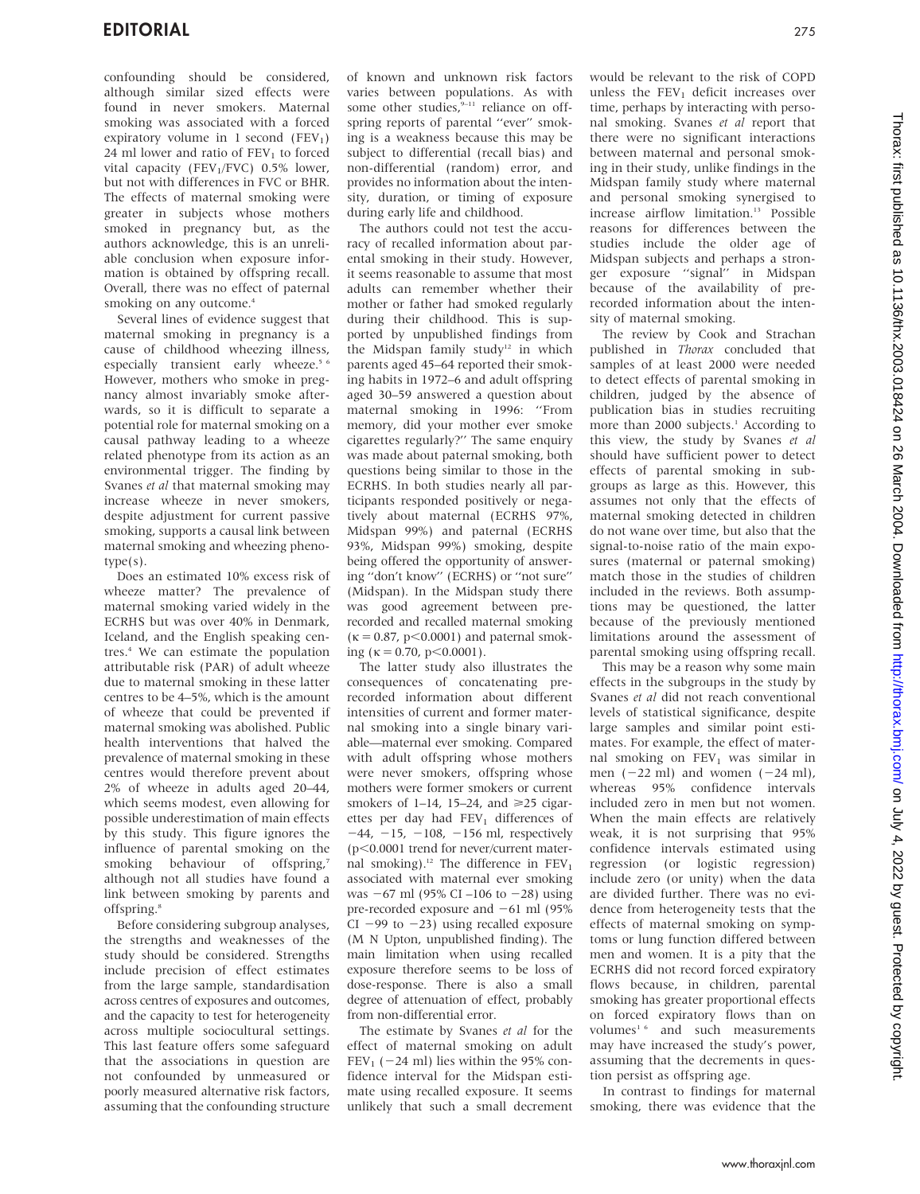confounding should be considered, although similar sized effects were found in never smokers. Maternal smoking was associated with a forced expiratory volume in 1 second ($FEV_1$) 24 ml lower and ratio of $FEV_1$ to forced vital capacity ($FEV_1$/FVC) 0.5% lower, but not with differences in FVC or BHR. The effects of maternal smoking were greater in subjects whose mothers smoked in pregnancy but, as the authors acknowledge, this is an unreliable conclusion when exposure information is obtained by offspring recall. Overall, there was no effect of paternal smoking on any outcome.[4]

Several lines of evidence suggest that maternal smoking in pregnancy is a cause of childhood wheezing illness, especially transient early wheeze.[5,6] However, mothers who smoke in pregnancy almost invariably smoke afterwards, so it is difficult to separate a potential role for maternal smoking on a causal pathway leading to a wheeze related phenotype from its action as an environmental trigger. The finding by Svanes *et al* that maternal smoking may increase wheeze in never smokers, despite adjustment for current passive smoking, supports a causal link between maternal smoking and wheezing phenotype(s).

Does an estimated 10% excess risk of wheeze matter? The prevalence of maternal smoking varied widely in the ECRHS but was over 40% in Denmark, Iceland, and the English speaking centres.[4] We can estimate the population attributable risk (PAR) of adult wheeze due to maternal smoking in these latter centres to be 4–5%, which is the amount of wheeze that could be prevented if maternal smoking was abolished. Public health interventions that halved the prevalence of maternal smoking in these centres would therefore prevent about 2% of wheeze in adults aged 20–44, which seems modest, even allowing for possible underestimation of main effects by this study. This figure ignores the influence of parental smoking on the smoking behaviour of offspring,[7] although not all studies have found a link between smoking by parents and offspring.[8]

Before considering subgroup analyses, the strengths and weaknesses of the study should be considered. Strengths include precision of effect estimates from the large sample, standardisation across centres of exposures and outcomes, and the capacity to test for heterogeneity across multiple sociocultural settings. This last feature offers some safeguard that the associations in question are not confounded by unmeasured or poorly measured alternative risk factors, assuming that the confounding structure of known and unknown risk factors varies between populations. As with some other studies,[9–11] reliance on offspring reports of parental "ever" smoking is a weakness because this may be subject to differential (recall bias) and non-differential (random) error, and provides no information about the intensity, duration, or timing of exposure during early life and childhood.

The authors could not test the accuracy of recalled information about parental smoking in their study. However, it seems reasonable to assume that most adults can remember whether their mother or father had smoked regularly during their childhood. This is supported by unpublished findings from the Midspan family study[12] in which parents aged 45–64 reported their smoking habits in 1972–6 and adult offspring aged 30–59 answered a question about maternal smoking in 1996: "From memory, did your mother ever smoke cigarettes regularly?" The same enquiry was made about paternal smoking, both questions being similar to those in the ECRHS. In both studies nearly all participants responded positively or negatively about maternal (ECRHS 97%, Midspan 99%) and paternal (ECRHS 93%, Midspan 99%) smoking, despite being offered the opportunity of answering "don't know" (ECRHS) or "not sure" (Midspan). In the Midspan study there was good agreement between prerecorded and recalled maternal smoking ($\kappa = 0.87$, $p<0.0001$) and paternal smoking ($\kappa = 0.70$, $p<0.0001$).

The latter study also illustrates the consequences of concatenating prerecorded information about different intensities of current and former maternal smoking into a single binary variable—maternal ever smoking. Compared with adult offspring whose mothers were never smokers, offspring whose mothers were former smokers or current smokers of 1–14, 15–24, and ≥25 cigarettes per day had $FEV_1$ differences of −44, −15, −108, −156 ml, respectively ($p<0.0001$ trend for never/current maternal smoking).[12] The difference in $FEV_1$ associated with maternal ever smoking was −67 ml (95% CI −106 to −28) using pre-recorded exposure and −61 ml (95% CI −99 to −23) using recalled exposure (M N Upton, unpublished finding). The main limitation when using recalled exposure therefore seems to be loss of dose-response. There is also a small degree of attenuation of effect, probably from non-differential error.

The estimate by Svanes *et al* for the effect of maternal smoking on adult $FEV_1$ (−24 ml) lies within the 95% confidence interval for the Midspan estimate using recalled exposure. It seems unlikely that such a small decrement would be relevant to the risk of COPD unless the $FEV_1$ deficit increases over time, perhaps by interacting with personal smoking. Svanes *et al* report that there were no significant interactions between maternal and personal smoking in their study, unlike findings in the Midspan family study where maternal and personal smoking synergised to increase airflow limitation.[13] Possible reasons for differences between the studies include the older age of Midspan subjects and perhaps a stronger exposure "signal" in Midspan because of the availability of prerecorded information about the intensity of maternal smoking.

The review by Cook and Strachan published in *Thorax* concluded that samples of at least 2000 were needed to detect effects of parental smoking in children, judged by the absence of publication bias in studies recruiting more than 2000 subjects.[1] According to this view, the study by Svanes *et al* should have sufficient power to detect effects of parental smoking in subgroups as large as this. However, this assumes not only that the effects of maternal smoking detected in children do not wane over time, but also that the signal-to-noise ratio of the main exposures (maternal or paternal smoking) match those in the studies of children included in the reviews. Both assumptions may be questioned, the latter because of the previously mentioned limitations around the assessment of parental smoking using offspring recall.

This may be a reason why some main effects in the subgroups in the study by Svanes *et al* did not reach conventional levels of statistical significance, despite large samples and similar point estimates. For example, the effect of maternal smoking on $FEV_1$ was similar in men (−22 ml) and women (−24 ml), whereas 95% confidence intervals included zero in men but not women. When the main effects are relatively weak, it is not surprising that 95% confidence intervals estimated using regression (or logistic regression) include zero (or unity) when the data are divided further. There was no evidence from heterogeneity tests that the effects of maternal smoking on symptoms or lung function differed between men and women. It is a pity that the ECRHS did not record forced expiratory flows because, in children, parental smoking has greater proportional effects on forced expiratory flows than on volumes[1,6] and such measurements may have increased the study's power, assuming that the decrements in question persist as offspring age.

In contrast to findings for maternal smoking, there was evidence that the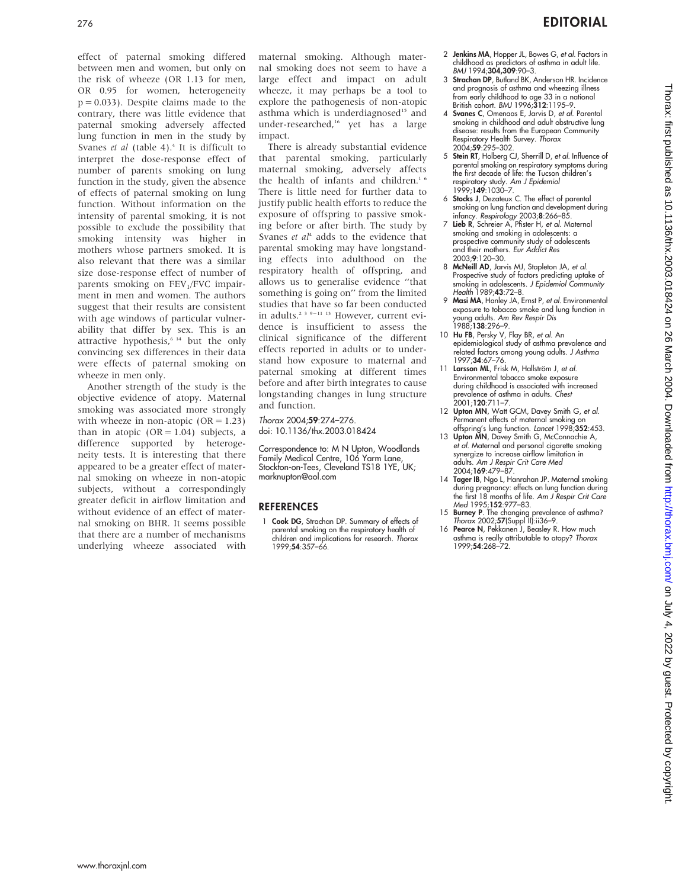effect of paternal smoking differed between men and women, but only on the risk of wheeze (OR 1.13 for men, OR 0.95 for women, heterogeneity p = 0.033). Despite claims made to the contrary, there was little evidence that paternal smoking adversely affected lung function in men in the study by Svanes *et al* (table 4).[4] It is difficult to interpret the dose-response effect of number of parents smoking on lung function in the study, given the absence of effects of paternal smoking on lung function. Without information on the intensity of parental smoking, it is not possible to exclude the possibility that smoking intensity was higher in mothers whose partners smoked. It is also relevant that there was a similar size dose-response effect of number of parents smoking on $FEV_1$/FVC impairment in men and women. The authors suggest that their results are consistent with age windows of particular vulnerability that differ by sex. This is an attractive hypothesis,[6,14] but the only convincing sex differences in their data were effects of paternal smoking on wheeze in men only.

Another strength of the study is the objective evidence of atopy. Maternal smoking was associated more strongly with wheeze in non-atopic (OR = 1.23) than in atopic (OR = 1.04) subjects, a difference supported by heterogeneity tests. It is interesting that there appeared to be a greater effect of maternal smoking on wheeze in non-atopic subjects, without a correspondingly greater deficit in airflow limitation and without evidence of an effect of maternal smoking on BHR. It seems possible that there are a number of mechanisms underlying wheeze associated with maternal smoking. Although maternal smoking does not seem to have a large effect and impact on adult wheeze, it may perhaps be a tool to explore the pathogenesis of non-atopic asthma which is underdiagnosed[15] and under-researched,[16] yet has a large impact.

There is already substantial evidence that parental smoking, particularly maternal smoking, adversely affects the health of infants and children.[1,6] There is little need for further data to justify public health efforts to reduce the exposure of offspring to passive smoking before or after birth. The study by Svanes *et al*[4] adds to the evidence that parental smoking may have longstanding effects into adulthood on the respiratory health of offspring, and allows us to generalise evidence "that something is going on" from the limited studies that have so far been conducted in adults.[2,3,9–11,13] However, current evidence is insufficient to assess the clinical significance of the different effects reported in adults or to understand how exposure to maternal and paternal smoking at different times before and after birth integrates to cause longstanding changes in lung structure and function.

*Thorax* 2004;**59**:274–276.
doi: 10.1136/thx.2003.018424

Correspondence to: M N Upton, Woodlands Family Medical Centre, 106 Yarm Lane, Stockton-on-Tees, Cleveland TS18 1YE, UK; marknupton@aol.com

## REFERENCES

1. **Cook DG**, Strachan DP. Summary of effects of parental smoking on the respiratory health of children and implications for research. *Thorax* 1999;**54**:357–66.
2. **Jenkins MA**, Hopper JL, Bowes G, *et al*. Factors in childhood as predictors of asthma in adult life. *BMJ* 1994;**304,309**:90–3.
3. **Strachan DP**, Butland BK, Anderson HR. Incidence and prognosis of asthma and wheezing illness from early childhood to age 33 in a national British cohort. *BMJ* 1996;**312**:1195–9.
4. **Svanes C**, Omenaas E, Jarvis D, *et al*. Parental smoking in childhood and adult obstructive lung disease: results from the European Community Respiratory Health Survey. *Thorax* 2004;**59**:295–302.
5. **Stein RT**, Holberg CJ, Sherrill D, *et al*. Influence of parental smoking on respiratory symptoms during the first decade of life: the Tucson children's respiratory study. *Am J Epidemiol* 1999;**149**:1030–7.
6. **Stocks J**, Dezateux C. The effect of parental smoking on lung function and development during infancy. *Respirology* 2003;**8**:266–85.
7. **Lieb R**, Schreier A, Pfister H, *et al*. Maternal smoking and smoking in adolescents: a prospective community study of adolescents and their mothers. *Eur Addict Res* 2003;**9**:120–30.
8. **McNeill AD**, Jarvis MJ, Stapleton JA, *et al*. Prospective study of factors predicting uptake of smoking in adolescents. *J Epidemiol Community Health* 1989;**43**:72–8.
9. **Masi MA**, Hanley JA, Ernst P, *et al*. Environmental exposure to tobacco smoke and lung function in young adults. *Am Rev Respir Dis* 1988;**138**:296–9.
10. **Hu FB**, Persky V, Flay BR, *et al*. An epidemiological study of asthma prevalence and related factors among young adults. *J Asthma* 1997;**34**:67–76.
11. **Larsson ML**, Frisk M, Hallström J, *et al*. Environmental tobacco smoke exposure during childhood is associated with increased prevalence of asthma in adults. *Chest* 2001;**120**:711–7.
12. **Upton MN**, Watt GCM, Davey Smith G, *et al*. Permanent effects of maternal smoking on offspring's lung function. *Lancet* 1998;**352**:453.
13. **Upton MN**, Davey Smith G, McConnachie A, *et al*. Maternal and personal cigarette smoking synergize to increase airflow limitation in adults. *Am J Respir Crit Care Med* 2004;**169**:479–87.
14. **Tager IB**, Ngo L, Hanrahan JP. Maternal smoking during pregnancy: effects on lung function during the first 18 months of life. *Am J Respir Crit Care Med* 1995;**152**:977–83.
15. **Burney P**. The changing prevalence of asthma? *Thorax* 2002;**57**(Suppl II):ii36–9.
16. **Pearce N**, Pekkanen J, Beasley R. How much asthma is really attributable to atopy? *Thorax* 1999;**54**:268–72.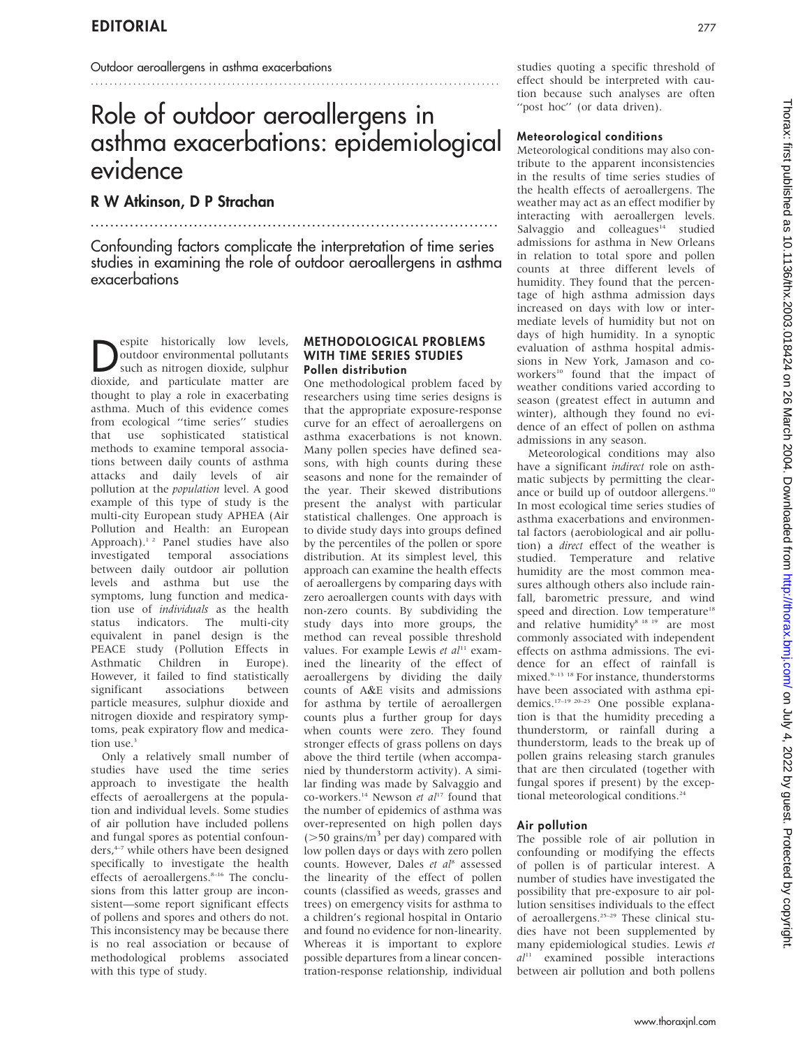EDITORIAL

Outdoor aeroallergens in asthma exacerbations

# Role of outdoor aeroallergens in asthma exacerbations: epidemiological evidence

## R W Atkinson, D P Strachan

Confounding factors complicate the interpretation of time series studies in examining the role of outdoor aeroallergens in asthma exacerbations

Despite historically low levels, outdoor environmental pollutants such as nitrogen dioxide, sulphur dioxide, and particulate matter are thought to play a role in exacerbating asthma. Much of this evidence comes from ecological "time series" studies that use sophisticated statistical methods to examine temporal associations between daily counts of asthma attacks and daily levels of air pollution at the *population* level. A good example of this type of study is the multi-city European study APHEA (Air Pollution and Health: an European Approach).[1 2] Panel studies have also investigated temporal associations between daily outdoor air pollution levels and asthma but use the symptoms, lung function and medication use of *individuals* as the health status indicators. The multi-city equivalent in panel design is the PEACE study (Pollution Effects in Asthmatic Children in Europe). However, it failed to find statistically significant associations between particle measures, sulphur dioxide and nitrogen dioxide and respiratory symptoms, peak expiratory flow and medication use.[3]

Only a relatively small number of studies have used the time series approach to investigate the health effects of aeroallergens at the population and individual levels. Some studies of air pollution have included pollens and fungal spores as potential confounders,[4–7] while others have been designed specifically to investigate the health effects of aeroallergens.[8–16] The conclusions from this latter group are inconsistent—some report significant effects of pollens and spores and others do not. This inconsistency may be because there is no real association or because of methodological problems associated with this type of study.

## METHODOLOGICAL PROBLEMS WITH TIME SERIES STUDIES

### Pollen distribution

One methodological problem faced by researchers using time series designs is that the appropriate exposure-response curve for an effect of aeroallergens on asthma exacerbations is not known. Many pollen species have defined seasons, with high counts during these seasons and none for the remainder of the year. Their skewed distributions present the analyst with particular statistical challenges. One approach is to divide study days into groups defined by the percentiles of the pollen or spore distribution. At its simplest level, this approach can examine the health effects of aeroallergens by comparing days with zero aeroallergen counts with days with non-zero counts. By subdividing the study days into more groups, the method can reveal possible threshold values. For example Lewis *et al*[11] examined the linearity of the effect of aeroallergens by dividing the daily counts of A&E visits and admissions for asthma by tertile of aeroallergen counts plus a further group for days when counts were zero. They found stronger effects of grass pollens on days above the third tertile (when accompanied by thunderstorm activity). A similar finding was made by Salvaggio and co-workers.[14] Newson *et al*[17] found that the number of epidemics of asthma was over-represented on high pollen days ($>50$ grains/m$^3$ per day) compared with low pollen days or days with zero pollen counts. However, Dales *et al*[8] assessed the linearity of the effect of pollen counts (classified as weeds, grasses and trees) on emergency visits for asthma to a children's regional hospital in Ontario and found no evidence for non-linearity. Whereas it is important to explore possible departures from a linear concentration-response relationship, individual studies quoting a specific threshold of effect should be interpreted with caution because such analyses are often "post hoc" (or data driven).

### Meteorological conditions

Meteorological conditions may also contribute to the apparent inconsistencies in the results of time series studies of the health effects of aeroallergens. The weather may act as an effect modifier by interacting with aeroallergen levels. Salvaggio and colleagues[14] studied admissions for asthma in New Orleans in relation to total spore and pollen counts at three different levels of humidity. They found that the percentage of high asthma admission days increased on days with low or intermediate levels of humidity but not on days of high humidity. In a synoptic evaluation of asthma hospital admissions in New York, Jamason and coworkers[10] found that the impact of weather conditions varied according to season (greatest effect in autumn and winter), although they found no evidence of an effect of pollen on asthma admissions in any season.

Meteorological conditions may also have a significant *indirect* role on asthmatic subjects by permitting the clearance or build up of outdoor allergens.[10] In most ecological time series studies of asthma exacerbations and environmental factors (aerobiological and air pollution) a *direct* effect of the weather is studied. Temperature and relative humidity are the most common measures although others also include rainfall, barometric pressure, and wind speed and direction. Low temperature[18] and relative humidity[8 18 19] are most commonly associated with independent effects on asthma admissions. The evidence for an effect of rainfall is mixed.[9–13 18] For instance, thunderstorms have been associated with asthma epidemics.[17–19 20–23] One possible explanation is that the humidity preceding a thunderstorm, or rainfall during a thunderstorm, leads to the break up of pollen grains releasing starch granules that are then circulated (together with fungal spores if present) by the exceptional meteorological conditions.[24]

### Air pollution

The possible role of air pollution in confounding or modifying the effects of pollen is of particular interest. A number of studies have investigated the possibility that pre-exposure to air pollution sensitises individuals to the effect of aeroallergens.[25–29] These clinical studies have not been supplemented by many epidemiological studies. Lewis *et al*[11] examined possible interactions between air pollution and both pollens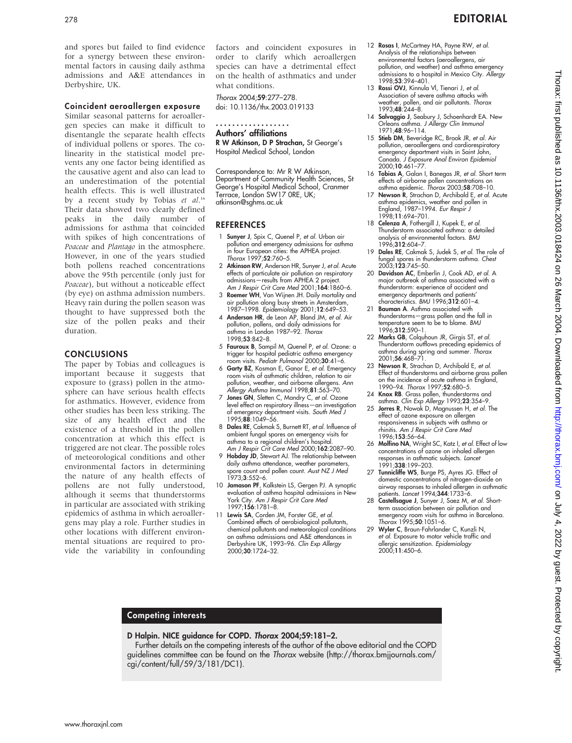and spores but failed to find evidence for a synergy between these environmental factors in causing daily asthma admissions and A&E attendances in Derbyshire, UK.

### Coincident aeroallergen exposure

Similar seasonal patterns for aeroallergen species can make it difficult to disentangle the separate health effects of individual pollens or spores. The colinearity in the statistical model prevents any one factor being identified as the causative agent and also can lead to an underestimation of the potential health effects. This is well illustrated by a recent study by Tobias *et al*.[16] Their data showed two clearly defined peaks in the daily number of admissions for asthma that coincided with spikes of high concentrations of *Poaceae* and *Plantago* in the atmosphere. However, in one of the years studied both pollens reached concentrations above the 95th percentile (only just for *Poaceae*), but without a noticeable effect (by eye) on asthma admission numbers. Heavy rain during the pollen season was thought to have suppressed both the size of the pollen peaks and their duration.

## CONCLUSIONS

The paper by Tobias and colleagues is important because it suggests that exposure to (grass) pollen in the atmosphere can have serious health effects for asthmatics. However, evidence from other studies has been less striking. The size of any health effect and the existence of a threshold in the pollen concentration at which this effect is triggered are not clear. The possible roles of meteorological conditions and other environmental factors in determining the nature of any health effects of pollens are not fully understood, although it seems that thunderstorms in particular are associated with striking epidemics of asthma in which aeroallergens may play a role. Further studies in other locations with different environmental situations are required to provide the variability in confounding factors and coincident exposures in order to clarify which aeroallergen species can have a detrimental effect on the health of asthmatics and under what conditions.

*Thorax* 2004;**59**:277–278.
doi: 10.1136/thx.2003.019133

### Authors' affiliations

**R W Atkinson, D P Strachan,** St George's Hospital Medical School, London

Correspondence to: Mr R W Atkinson, Department of Community Health Sciences, St George's Hospital Medical School, Cranmer Terrace, London SW17 0RE, UK; atkinson@sghms.ac.uk

## REFERENCES

1. **Sunyer J**, Spix C, Quenel P, *et al*. Urban air pollution and emergency admissions for asthma in four European cities: the APHEA project. *Thorax* 1997;**52**:760–5.
2. **Atkinson RW**, Anderson HR, Sunyer J, *et al*. Acute effects of particulate air pollution on respiratory admissions—results from APHEA 2 project. *Am J Respir Crit Care Med* 2001;**164**:1860–6.
3. **Roemer WH**, Van Wijnen JH. Daily mortality and air pollution along busy streets in Amsterdam, 1987–1998. *Epidemiology* 2001;**12**:649–53.
4. **Anderson HR**, de Leon AP, Bland JM, *et al*. Air pollution, pollens, and daily admissions for asthma in London 1987–92. *Thorax* 1998;**53**:842–8.
5. **Fauroux B**, Sampil M, Quenel P, *et al*. Ozone: a trigger for hospital pediatric asthma emergency room visits. *Pediatr Pulmonol* 2000;**30**:41–6.
6. **Garty BZ**, Kosman E, Ganor E, *et al*. Emergency room visits of asthmatic children, relation to air pollution, weather, and airborne allergens. *Ann Allergy Asthma Immunol* 1998;**81**:563–70.
7. **Jones GN**, Sletten C, Mandry C, *et al*. Ozone level effect on respiratory illness—an investigation of emergency department visits. *South Med J* 1995;**88**:1049–56.
8. **Dales RE**, Cakmak S, Burnett RT, *et al*. Influence of ambient fungal spores on emergency visits for asthma to a regional children's hospital. *Am J Respir Crit Care Med* 2000;**162**:2087–90.
9. **Hobday JD**, Stewart AJ. The relationship between daily asthma attendance, weather parameters, spore count and pollen count. *Aust NZ J Med* 1973;**3**:552–6.
10. **Jamason PF**, Kalkstein LS, Gergen PJ. A synoptic evaluation of asthma hospital admissions in New York City. *Am J Respir Crit Care Med* 1997;**156**:1781–8.
11. **Lewis SA**, Corden JM, Forster GE, *et al*. Combined effects of aerobiological pollutants, chemical pollutants and meteorological conditions on asthma admissions and A&E attendances in Derbyshire UK, 1993–96. *Clin Exp Allergy* 2000;**30**:1724–32.
12. **Rosas I**, McCartney HA, Payne RW, *et al*. Analysis of the relationships between environmental factors (aeroallergens, air pollution, and weather) and asthma emergency admissions to a hospital in Mexico City. *Allergy* 1998;**53**:394–401.
13. **Rossi OVJ**, Kinnula VI, Tienari J, *et al*. Association of severe asthma attacks with weather, pollen, and air pollutants. *Thorax* 1993;**48**:244–8.
14. **Salvaggio J**, Seabury J, Schoenhardt EA. New Orleans asthma. *J Allergy Clin Immunol* 1971;**48**:96–114.
15. **Stieb DM**, Beveridge RC, Brook JR, *et al*. Air pollution, aeroallergens and cardiorespiratory emergency department visits in Saint John, Canada. *J Exposure Anal Environ Epidemiol* 2000;**10**:461–77.
16. **Tobias A**, Galan I, Banegas JR, *et al*. Short term effects of airborne pollen concentrations on asthma epidemic. *Thorax* 2003;**58**:708–10.
17. **Newson R**, Strachan D, Archibald E, *et al*. Acute asthma epidemics, weather and pollen in England, 1987–1994. *Eur Respir J* 1998;**11**:694–701.
18. **Celenza A**, Fothergill J, Kupek E, *et al*. Thunderstorm associated asthma: a detailed analysis of environmental factors. *BMJ* 1996;**312**:604–7.
19. **Dales RE**, Cakmak S, Judek S, *et al*. The role of fungal spores in thunderstorm asthma. *Chest* 2003;**123**:745–50.
20. **Davidson AC**, Emberlin J, Cook AD, *et al*. A major outbreak of asthma associated with a thunderstorm: experience of accident and emergency departments and patients' characteristics. *BMJ* 1996;**312**:601–4.
21. **Bauman A**. Asthma associated with thunderstorms—grass pollen and the fall in temperature seem to be to blame. *BMJ* 1996;**312**:590–1.
22. **Marks GB**, Colquhoun JR, Girgis ST, *et al*. Thunderstorm outflows preceding epidemics of asthma during spring and summer. *Thorax* 2001;**56**:468–71.
23. **Newson R**, Strachan D, Archibald E, *et al*. Effect of thunderstorms and airborne grass pollen on the incidence of acute asthma in England, 1990–94. *Thorax* 1997;**52**:680–5.
24. **Knox RB**. Grass pollen, thunderstorms and asthma. *Clin Exp Allergy* 1993;**23**:354–9.
25. **Jorres R**, Nowak D, Magnussen H, *et al*. The effect of ozone exposure on allergen responsiveness in subjects with asthma or rhinitis. *Am J Respir Crit Care Med* 1996;**153**:56–64.
26. **Molfino NA**, Wright SC, Katz I, *et al*. Effect of low concentrations of ozone on inhaled allergen responses in asthmatic subjects. *Lancet* 1991;**338**:199–203.
27. **Tunnicliffe WS**, Burge PS, Ayres JG. Effect of domestic concentrations of nitrogen-dioxide on airway responses to inhaled allergen in asthmatic patients. *Lancet* 1994;**344**:1733–6.
28. **Castellsague J**, Sunyer J, Saez M, *et al*. Short-term association between air pollution and emergency room visits for asthma in Barcelona. *Thorax* 1995;**50**:1051–6.
29. **Wyler C**, Braun-Fahrlander C, Kunzli N, *et al*. Exposure to motor vehicle traffic and allergic sensitization. *Epidemiology* 2000;**11**:450–6.

### Competing interests

**D Halpin. NICE guidance for COPD. *Thorax* 2004;59:181–2.**

Further details on the competing interests of the author of the above editorial and the COPD guidelines committee can be found on the *Thorax* website (http://thorax.bmjjournals.com/cgi/content/full/59/3/181/DC1).